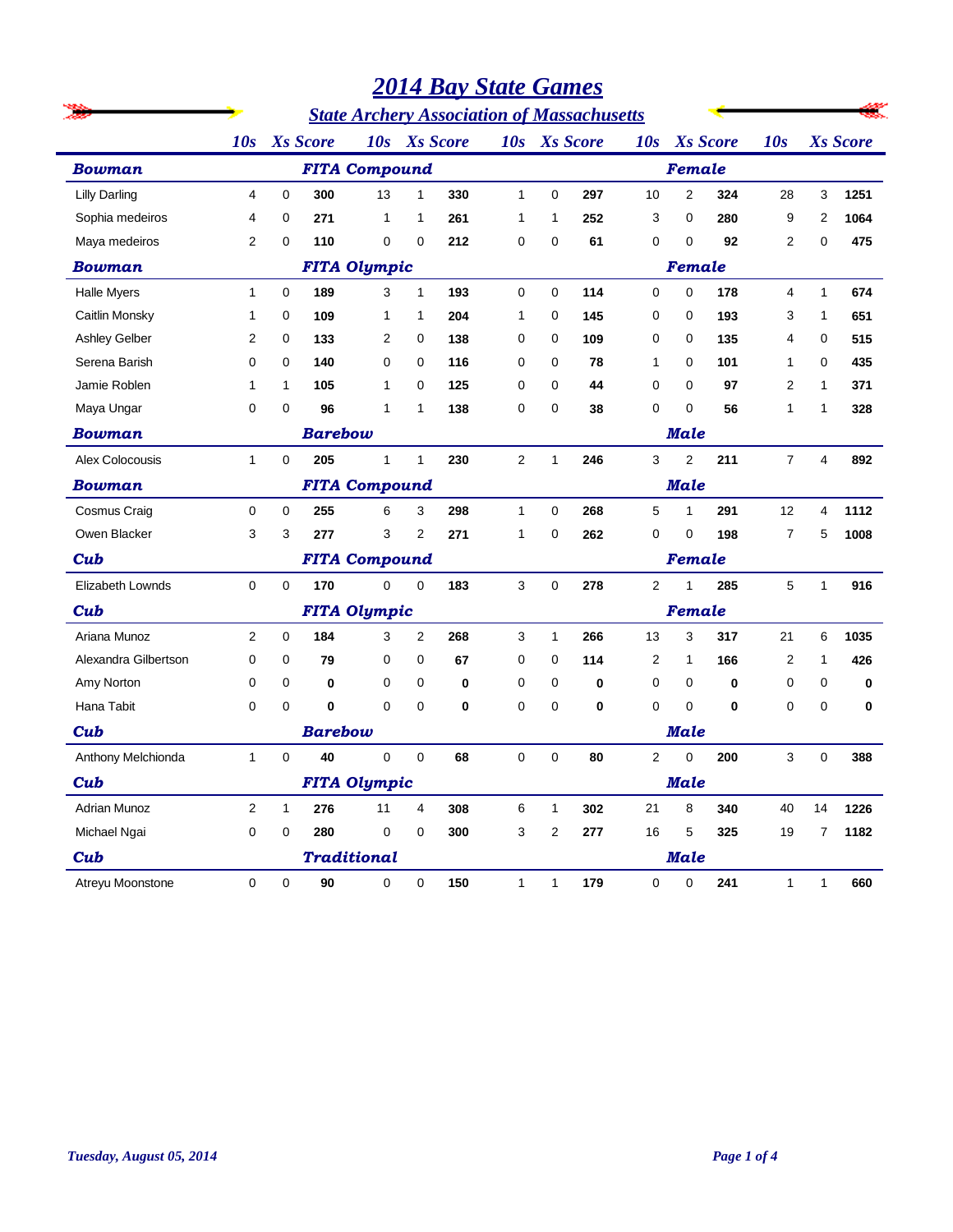# *2014 Bay State Games*

## *State Archery Association of Massachusetts*

| | 10s | Xs | Score | 10s | Xs | Score | 10s | Xs | Score | 10s | Xs | Score | 10s | Xs | Score |
|---|---|---|---|---|---|---|---|---|---|---|---|---|---|---|---|
| ***Bowman*** | | | ***FITA Compound*** | | | | | | | | ***Female*** | | | | |
| Lilly Darling | 4 | 0 | **300** | 13 | 1 | **330** | 1 | 0 | **297** | 10 | 2 | **324** | 28 | 3 | **1251** |
| Sophia medeiros | 4 | 0 | **271** | 1 | 1 | **261** | 1 | 1 | **252** | 3 | 0 | **280** | 9 | 2 | **1064** |
| Maya medeiros | 2 | 0 | **110** | 0 | 0 | **212** | 0 | 0 | **61** | 0 | 0 | **92** | 2 | 0 | **475** |
| ***Bowman*** | | | ***FITA Olympic*** | | | | | | | | ***Female*** | | | | |
| Halle Myers | 1 | 0 | **189** | 3 | 1 | **193** | 0 | 0 | **114** | 0 | 0 | **178** | 4 | 1 | **674** |
| Caitlin Monsky | 1 | 0 | **109** | 1 | 1 | **204** | 1 | 0 | **145** | 0 | 0 | **193** | 3 | 1 | **651** |
| Ashley Gelber | 2 | 0 | **133** | 2 | 0 | **138** | 0 | 0 | **109** | 0 | 0 | **135** | 4 | 0 | **515** |
| Serena Barish | 0 | 0 | **140** | 0 | 0 | **116** | 0 | 0 | **78** | 1 | 0 | **101** | 1 | 0 | **435** |
| Jamie Roblen | 1 | 1 | **105** | 1 | 0 | **125** | 0 | 0 | **44** | 0 | 0 | **97** | 2 | 1 | **371** |
| Maya Ungar | 0 | 0 | **96** | 1 | 1 | **138** | 0 | 0 | **38** | 0 | 0 | **56** | 1 | 1 | **328** |
| ***Bowman*** | | | ***Barebow*** | | | | | | | | ***Male*** | | | | |
| Alex Colocousis | 1 | 0 | **205** | 1 | 1 | **230** | 2 | 1 | **246** | 3 | 2 | **211** | 7 | 4 | **892** |
| ***Bowman*** | | | ***FITA Compound*** | | | | | | | | ***Male*** | | | | |
| Cosmus Craig | 0 | 0 | **255** | 6 | 3 | **298** | 1 | 0 | **268** | 5 | 1 | **291** | 12 | 4 | **1112** |
| Owen Blacker | 3 | 3 | **277** | 3 | 2 | **271** | 1 | 0 | **262** | 0 | 0 | **198** | 7 | 5 | **1008** |
| ***Cub*** | | | ***FITA Compound*** | | | | | | | | ***Female*** | | | | |
| Elizabeth Lownds | 0 | 0 | **170** | 0 | 0 | **183** | 3 | 0 | **278** | 2 | 1 | **285** | 5 | 1 | **916** |
| ***Cub*** | | | ***FITA Olympic*** | | | | | | | | ***Female*** | | | | |
| Ariana Munoz | 2 | 0 | **184** | 3 | 2 | **268** | 3 | 1 | **266** | 13 | 3 | **317** | 21 | 6 | **1035** |
| Alexandra Gilbertson | 0 | 0 | **79** | 0 | 0 | **67** | 0 | 0 | **114** | 2 | 1 | **166** | 2 | 1 | **426** |
| Amy Norton | 0 | 0 | **0** | 0 | 0 | **0** | 0 | 0 | **0** | 0 | 0 | **0** | 0 | 0 | **0** |
| Hana Tabit | 0 | 0 | **0** | 0 | 0 | **0** | 0 | 0 | **0** | 0 | 0 | **0** | 0 | 0 | **0** |
| ***Cub*** | | | ***Barebow*** | | | | | | | | ***Male*** | | | | |
| Anthony Melchionda | 1 | 0 | **40** | 0 | 0 | **68** | 0 | 0 | **80** | 2 | 0 | **200** | 3 | 0 | **388** |
| ***Cub*** | | | ***FITA Olympic*** | | | | | | | | ***Male*** | | | | |
| Adrian Munoz | 2 | 1 | **276** | 11 | 4 | **308** | 6 | 1 | **302** | 21 | 8 | **340** | 40 | 14 | **1226** |
| Michael Ngai | 0 | 0 | **280** | 0 | 0 | **300** | 3 | 2 | **277** | 16 | 5 | **325** | 19 | 7 | **1182** |
| ***Cub*** | | | ***Traditional*** | | | | | | | | ***Male*** | | | | |
| Atreyu Moonstone | 0 | 0 | **90** | 0 | 0 | **150** | 1 | 1 | **179** | 0 | 0 | **241** | 1 | 1 | **660** |

*Tuesday, August 05, 2014*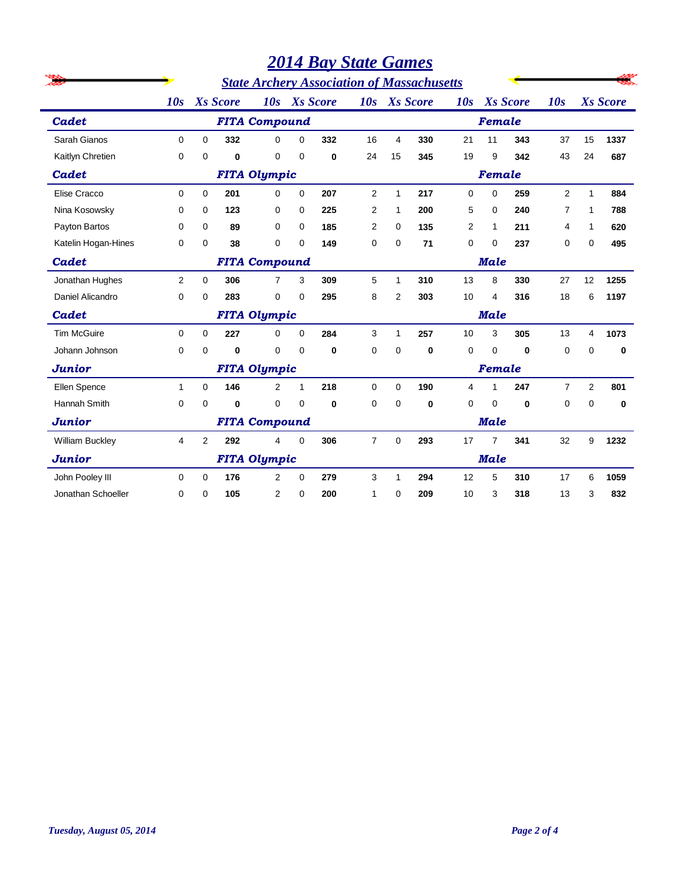# 2014 Bay State Games

## State Archery Association of Massachusetts

| | 10s | Xs | Score | 10s | Xs | Score | 10s | Xs | Score | 10s | Xs | Score | 10s | Xs | Score |
|---|---|---|---|---|---|---|---|---|---|---|---|---|---|---|---|
| ***Cadet*** | | | ***FITA Compound*** | | | | | | | ***Female*** | | | | | |
| Sarah Gianos | 0 | 0 | **332** | 0 | 0 | **332** | 16 | 4 | **330** | 21 | 11 | **343** | 37 | 15 | **1337** |
| Kaitlyn Chretien | 0 | 0 | **0** | 0 | 0 | **0** | 24 | 15 | **345** | 19 | 9 | **342** | 43 | 24 | **687** |
| ***Cadet*** | | | ***FITA Olympic*** | | | | | | | ***Female*** | | | | | |
| Elise Cracco | 0 | 0 | **201** | 0 | 0 | **207** | 2 | 1 | **217** | 0 | 0 | **259** | 2 | 1 | **884** |
| Nina Kosowsky | 0 | 0 | **123** | 0 | 0 | **225** | 2 | 1 | **200** | 5 | 0 | **240** | 7 | 1 | **788** |
| Payton Bartos | 0 | 0 | **89** | 0 | 0 | **185** | 2 | 0 | **135** | 2 | 1 | **211** | 4 | 1 | **620** |
| Katelin Hogan-Hines | 0 | 0 | **38** | 0 | 0 | **149** | 0 | 0 | **71** | 0 | 0 | **237** | 0 | 0 | **495** |
| ***Cadet*** | | | ***FITA Compound*** | | | | | | | ***Male*** | | | | | |
| Jonathan Hughes | 2 | 0 | **306** | 7 | 3 | **309** | 5 | 1 | **310** | 13 | 8 | **330** | 27 | 12 | **1255** |
| Daniel Alicandro | 0 | 0 | **283** | 0 | 0 | **295** | 8 | 2 | **303** | 10 | 4 | **316** | 18 | 6 | **1197** |
| ***Cadet*** | | | ***FITA Olympic*** | | | | | | | ***Male*** | | | | | |
| Tim McGuire | 0 | 0 | **227** | 0 | 0 | **284** | 3 | 1 | **257** | 10 | 3 | **305** | 13 | 4 | **1073** |
| Johann Johnson | 0 | 0 | **0** | 0 | 0 | **0** | 0 | 0 | **0** | 0 | 0 | **0** | 0 | 0 | **0** |
| ***Junior*** | | | ***FITA Olympic*** | | | | | | | ***Female*** | | | | | |
| Ellen Spence | 1 | 0 | **146** | 2 | 1 | **218** | 0 | 0 | **190** | 4 | 1 | **247** | 7 | 2 | **801** |
| Hannah Smith | 0 | 0 | **0** | 0 | 0 | **0** | 0 | 0 | **0** | 0 | 0 | **0** | 0 | 0 | **0** |
| ***Junior*** | | | ***FITA Compound*** | | | | | | | ***Male*** | | | | | |
| William Buckley | 4 | 2 | **292** | 4 | 0 | **306** | 7 | 0 | **293** | 17 | 7 | **341** | 32 | 9 | **1232** |
| ***Junior*** | | | ***FITA Olympic*** | | | | | | | ***Male*** | | | | | |
| John Pooley III | 0 | 0 | **176** | 2 | 0 | **279** | 3 | 1 | **294** | 12 | 5 | **310** | 17 | 6 | **1059** |
| Jonathan Schoeller | 0 | 0 | **105** | 2 | 0 | **200** | 1 | 0 | **209** | 10 | 3 | **318** | 13 | 3 | **832** |

*Tuesday, August 05, 2014*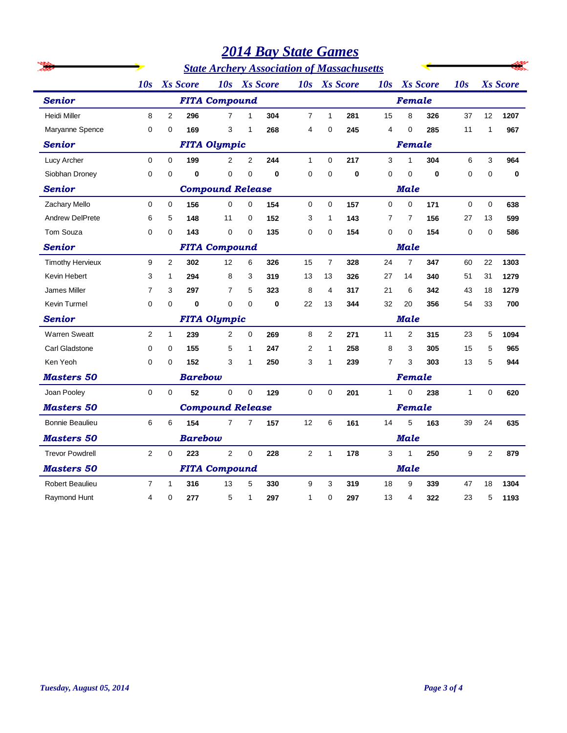# 2014 Bay State Games

## State Archery Association of Massachusetts

| | 10s | Xs | Score | 10s | Xs | Score | 10s | Xs | Score | 10s | Xs | Score | 10s | Xs | Score |
|---|---|---|---|---|---|---|---|---|---|---|---|---|---|---|---|
| ***Senior*** | | | ***FITA Compound*** | | | | | | | ***Female*** | | | | | |
| Heidi Miller | 8 | 2 | **296** | 7 | 1 | **304** | 7 | 1 | **281** | 15 | 8 | **326** | 37 | 12 | **1207** |
| Maryanne Spence | 0 | 0 | **169** | 3 | 1 | **268** | 4 | 0 | **245** | 4 | 0 | **285** | 11 | 1 | **967** |
| ***Senior*** | | | ***FITA Olympic*** | | | | | | | ***Female*** | | | | | |
| Lucy Archer | 0 | 0 | **199** | 2 | 2 | **244** | 1 | 0 | **217** | 3 | 1 | **304** | 6 | 3 | **964** |
| Siobhan Droney | 0 | 0 | **0** | 0 | 0 | **0** | 0 | 0 | **0** | 0 | 0 | **0** | 0 | 0 | **0** |
| ***Senior*** | | | ***Compound Release*** | | | | | | | ***Male*** | | | | | |
| Zachary Mello | 0 | 0 | **156** | 0 | 0 | **154** | 0 | 0 | **157** | 0 | 0 | **171** | 0 | 0 | **638** |
| Andrew DelPrete | 6 | 5 | **148** | 11 | 0 | **152** | 3 | 1 | **143** | 7 | 7 | **156** | 27 | 13 | **599** |
| Tom Souza | 0 | 0 | **143** | 0 | 0 | **135** | 0 | 0 | **154** | 0 | 0 | **154** | 0 | 0 | **586** |
| ***Senior*** | | | ***FITA Compound*** | | | | | | | ***Male*** | | | | | |
| Timothy Hervieux | 9 | 2 | **302** | 12 | 6 | **326** | 15 | 7 | **328** | 24 | 7 | **347** | 60 | 22 | **1303** |
| Kevin Hebert | 3 | 1 | **294** | 8 | 3 | **319** | 13 | 13 | **326** | 27 | 14 | **340** | 51 | 31 | **1279** |
| James Miller | 7 | 3 | **297** | 7 | 5 | **323** | 8 | 4 | **317** | 21 | 6 | **342** | 43 | 18 | **1279** |
| Kevin Turmel | 0 | 0 | **0** | 0 | 0 | **0** | 22 | 13 | **344** | 32 | 20 | **356** | 54 | 33 | **700** |
| ***Senior*** | | | ***FITA Olympic*** | | | | | | | ***Male*** | | | | | |
| Warren Sweatt | 2 | 1 | **239** | 2 | 0 | **269** | 8 | 2 | **271** | 11 | 2 | **315** | 23 | 5 | **1094** |
| Carl Gladstone | 0 | 0 | **155** | 5 | 1 | **247** | 2 | 1 | **258** | 8 | 3 | **305** | 15 | 5 | **965** |
| Ken Yeoh | 0 | 0 | **152** | 3 | 1 | **250** | 3 | 1 | **239** | 7 | 3 | **303** | 13 | 5 | **944** |
| ***Masters 50*** | | | ***Barebow*** | | | | | | | ***Female*** | | | | | |
| Joan Pooley | 0 | 0 | **52** | 0 | 0 | **129** | 0 | 0 | **201** | 1 | 0 | **238** | 1 | 0 | **620** |
| ***Masters 50*** | | | ***Compound Release*** | | | | | | | ***Female*** | | | | | |
| Bonnie Beaulieu | 6 | 6 | **154** | 7 | 7 | **157** | 12 | 6 | **161** | 14 | 5 | **163** | 39 | 24 | **635** |
| ***Masters 50*** | | | ***Barebow*** | | | | | | | ***Male*** | | | | | |
| Trevor Powdrell | 2 | 0 | **223** | 2 | 0 | **228** | 2 | 1 | **178** | 3 | 1 | **250** | 9 | 2 | **879** |
| ***Masters 50*** | | | ***FITA Compound*** | | | | | | | ***Male*** | | | | | |
| Robert Beaulieu | 7 | 1 | **316** | 13 | 5 | **330** | 9 | 3 | **319** | 18 | 9 | **339** | 47 | 18 | **1304** |
| Raymond Hunt | 4 | 0 | **277** | 5 | 1 | **297** | 1 | 0 | **297** | 13 | 4 | **322** | 23 | 5 | **1193** |

*Tuesday, August 05, 2014*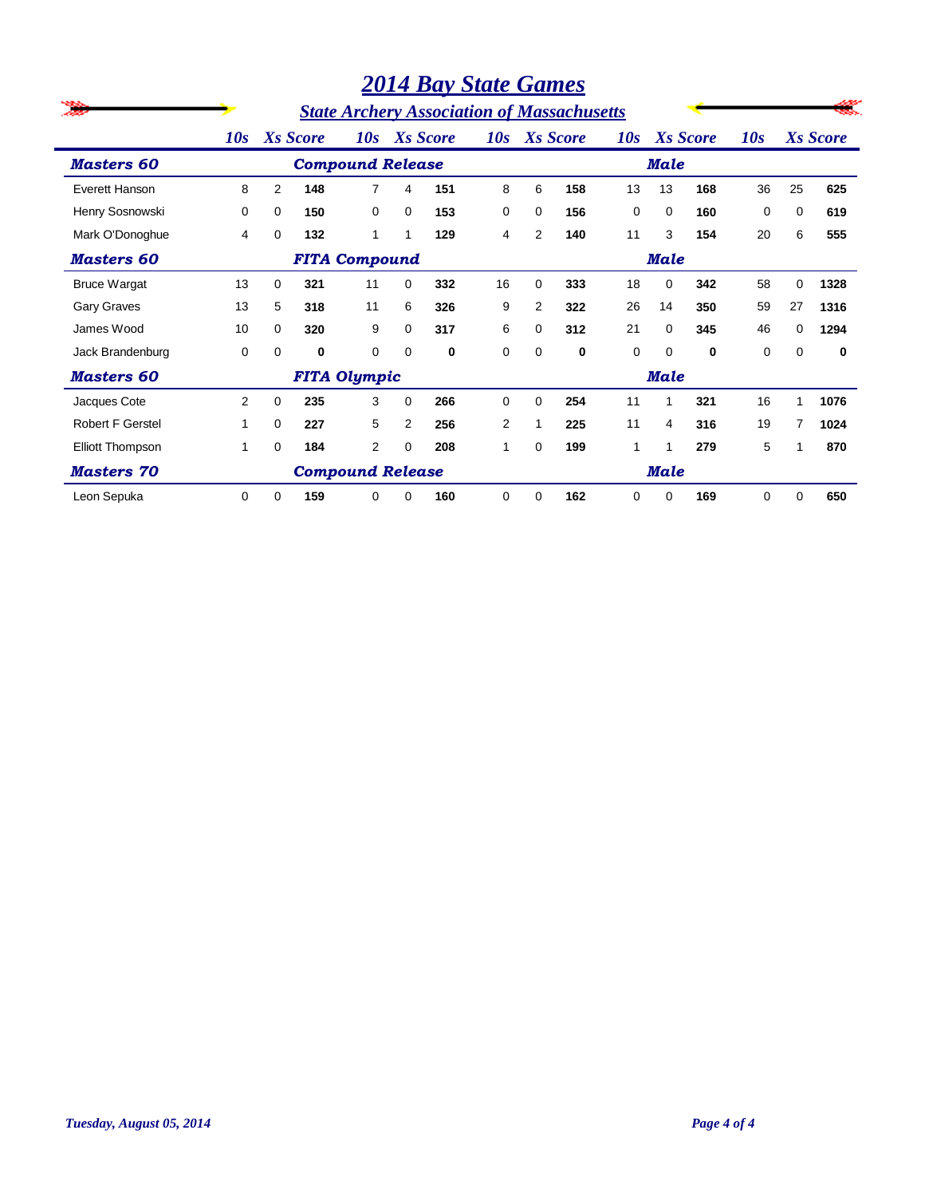# 2014 Bay State Games

## State Archery Association of Massachusetts

| | 10s | Xs | Score | 10s | Xs | Score | 10s | Xs | Score | 10s | Xs | Score | 10s | Xs | Score |
|---|---|---|---|---|---|---|---|---|---|---|---|---|---|---|---|
| ***Masters 60*** | | | ***Compound Release*** | | | | | | | | ***Male*** | | | | |
| Everett Hanson | 8 | 2 | **148** | 7 | 4 | **151** | 8 | 6 | **158** | 13 | 13 | **168** | 36 | 25 | **625** |
| Henry Sosnowski | 0 | 0 | **150** | 0 | 0 | **153** | 0 | 0 | **156** | 0 | 0 | **160** | 0 | 0 | **619** |
| Mark O'Donoghue | 4 | 0 | **132** | 1 | 1 | **129** | 4 | 2 | **140** | 11 | 3 | **154** | 20 | 6 | **555** |
| ***Masters 60*** | | | ***FITA Compound*** | | | | | | | | ***Male*** | | | | |
| Bruce Wargat | 13 | 0 | **321** | 11 | 0 | **332** | 16 | 0 | **333** | 18 | 0 | **342** | 58 | 0 | **1328** |
| Gary Graves | 13 | 5 | **318** | 11 | 6 | **326** | 9 | 2 | **322** | 26 | 14 | **350** | 59 | 27 | **1316** |
| James Wood | 10 | 0 | **320** | 9 | 0 | **317** | 6 | 0 | **312** | 21 | 0 | **345** | 46 | 0 | **1294** |
| Jack Brandenburg | 0 | 0 | **0** | 0 | 0 | **0** | 0 | 0 | **0** | 0 | 0 | **0** | 0 | 0 | **0** |
| ***Masters 60*** | | | ***FITA Olympic*** | | | | | | | | ***Male*** | | | | |
| Jacques Cote | 2 | 0 | **235** | 3 | 0 | **266** | 0 | 0 | **254** | 11 | 1 | **321** | 16 | 1 | **1076** |
| Robert F Gerstel | 1 | 0 | **227** | 5 | 2 | **256** | 2 | 1 | **225** | 11 | 4 | **316** | 19 | 7 | **1024** |
| Elliott Thompson | 1 | 0 | **184** | 2 | 0 | **208** | 1 | 0 | **199** | 1 | 1 | **279** | 5 | 1 | **870** |
| ***Masters 70*** | | | ***Compound Release*** | | | | | | | | ***Male*** | | | | |
| Leon Sepuka | 0 | 0 | **159** | 0 | 0 | **160** | 0 | 0 | **162** | 0 | 0 | **169** | 0 | 0 | **650** |

*Tuesday, August 05, 2014*